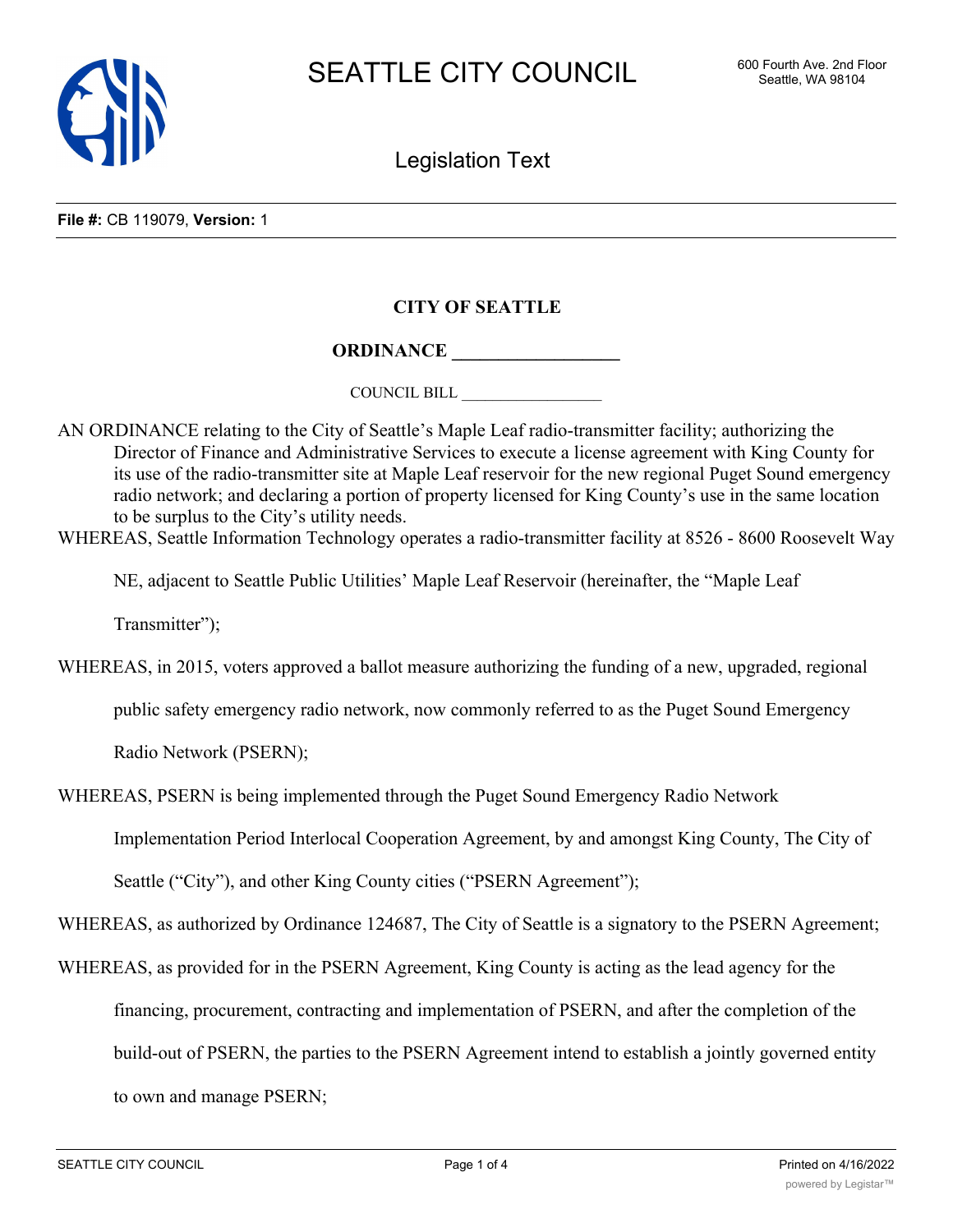# SEATTLE CITY COUNCIL

600 Fourth Ave. 2nd Floor
Seattle, WA 98104

## Legislation Text

**File #:** CB 119079, **Version:** 1

**CITY OF SEATTLE**

**ORDINANCE ________________**

COUNCIL BILL ________________

AN ORDINANCE relating to the City of Seattle's Maple Leaf radio-transmitter facility; authorizing the Director of Finance and Administrative Services to execute a license agreement with King County for its use of the radio-transmitter site at Maple Leaf reservoir for the new regional Puget Sound emergency radio network; and declaring a portion of property licensed for King County's use in the same location to be surplus to the City's utility needs.

WHEREAS, Seattle Information Technology operates a radio-transmitter facility at 8526 - 8600 Roosevelt Way NE, adjacent to Seattle Public Utilities' Maple Leaf Reservoir (hereinafter, the "Maple Leaf Transmitter");

WHEREAS, in 2015, voters approved a ballot measure authorizing the funding of a new, upgraded, regional public safety emergency radio network, now commonly referred to as the Puget Sound Emergency Radio Network (PSERN);

WHEREAS, PSERN is being implemented through the Puget Sound Emergency Radio Network Implementation Period Interlocal Cooperation Agreement, by and amongst King County, The City of Seattle ("City"), and other King County cities ("PSERN Agreement");

WHEREAS, as authorized by Ordinance 124687, The City of Seattle is a signatory to the PSERN Agreement;

WHEREAS, as provided for in the PSERN Agreement, King County is acting as the lead agency for the financing, procurement, contracting and implementation of PSERN, and after the completion of the build-out of PSERN, the parties to the PSERN Agreement intend to establish a jointly governed entity to own and manage PSERN;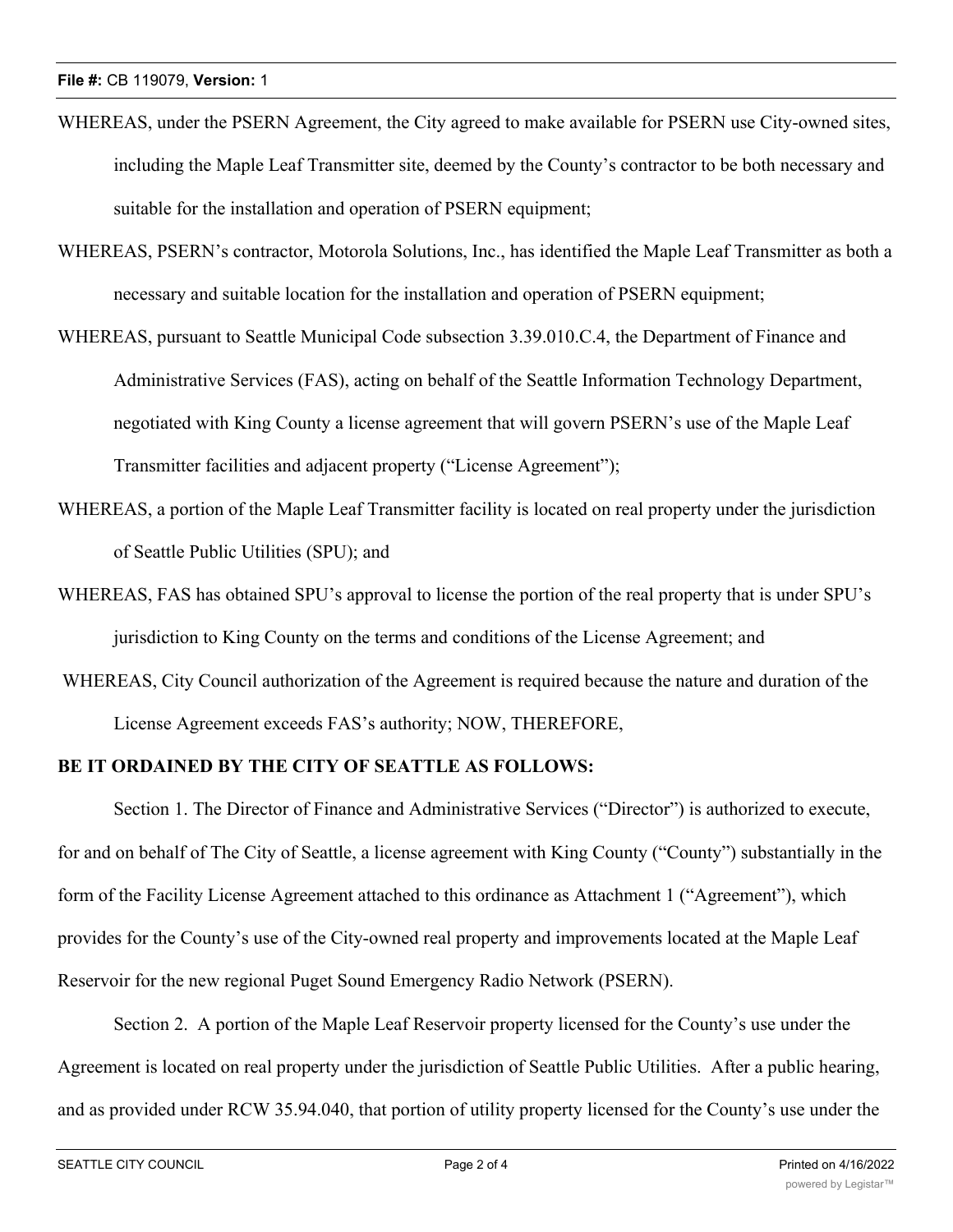WHEREAS, under the PSERN Agreement, the City agreed to make available for PSERN use City-owned sites, including the Maple Leaf Transmitter site, deemed by the County's contractor to be both necessary and suitable for the installation and operation of PSERN equipment;

WHEREAS, PSERN's contractor, Motorola Solutions, Inc., has identified the Maple Leaf Transmitter as both a necessary and suitable location for the installation and operation of PSERN equipment;

WHEREAS, pursuant to Seattle Municipal Code subsection 3.39.010.C.4, the Department of Finance and Administrative Services (FAS), acting on behalf of the Seattle Information Technology Department, negotiated with King County a license agreement that will govern PSERN's use of the Maple Leaf Transmitter facilities and adjacent property ("License Agreement");

WHEREAS, a portion of the Maple Leaf Transmitter facility is located on real property under the jurisdiction of Seattle Public Utilities (SPU); and

WHEREAS, FAS has obtained SPU's approval to license the portion of the real property that is under SPU's jurisdiction to King County on the terms and conditions of the License Agreement; and

WHEREAS, City Council authorization of the Agreement is required because the nature and duration of the License Agreement exceeds FAS's authority; NOW, THEREFORE,

**BE IT ORDAINED BY THE CITY OF SEATTLE AS FOLLOWS:**

Section 1. The Director of Finance and Administrative Services ("Director") is authorized to execute, for and on behalf of The City of Seattle, a license agreement with King County ("County") substantially in the form of the Facility License Agreement attached to this ordinance as Attachment 1 ("Agreement"), which provides for the County's use of the City-owned real property and improvements located at the Maple Leaf Reservoir for the new regional Puget Sound Emergency Radio Network (PSERN).

Section 2. A portion of the Maple Leaf Reservoir property licensed for the County's use under the Agreement is located on real property under the jurisdiction of Seattle Public Utilities. After a public hearing, and as provided under RCW 35.94.040, that portion of utility property licensed for the County's use under the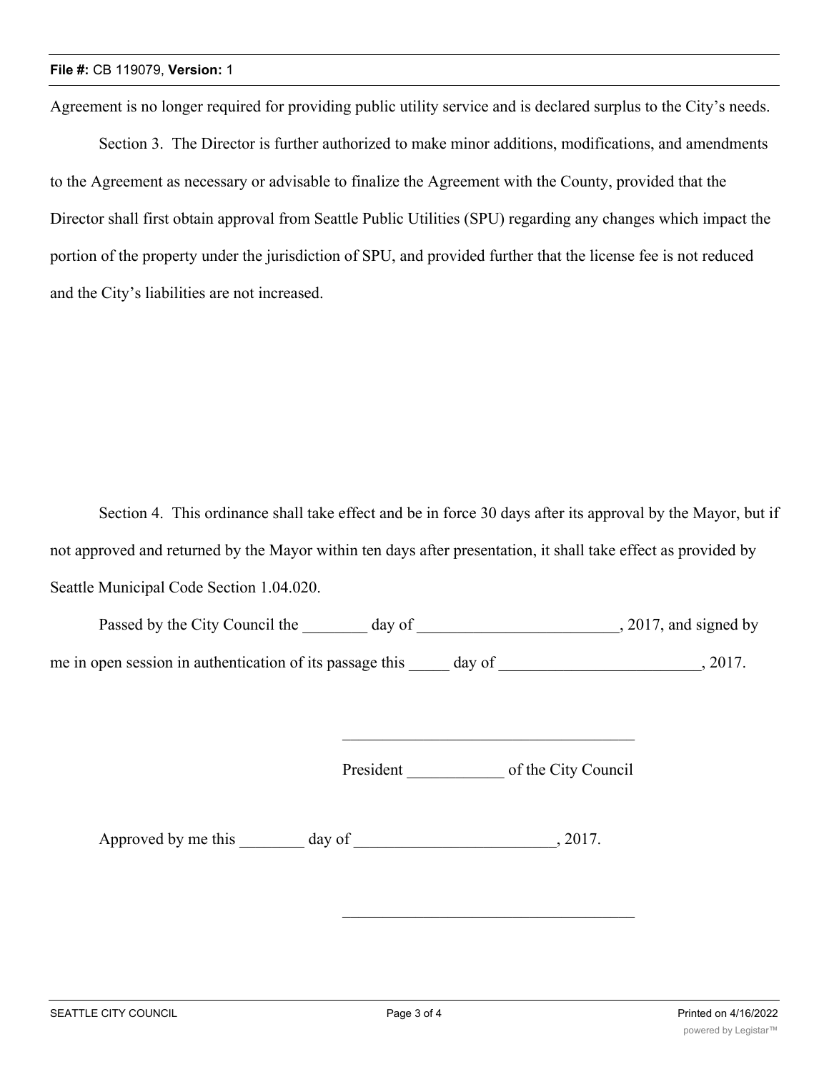Agreement is no longer required for providing public utility service and is declared surplus to the City's needs.

Section 3. The Director is further authorized to make minor additions, modifications, and amendments to the Agreement as necessary or advisable to finalize the Agreement with the County, provided that the Director shall first obtain approval from Seattle Public Utilities (SPU) regarding any changes which impact the portion of the property under the jurisdiction of SPU, and provided further that the license fee is not reduced and the City's liabilities are not increased.

Section 4. This ordinance shall take effect and be in force 30 days after its approval by the Mayor, but if not approved and returned by the Mayor within ten days after presentation, it shall take effect as provided by Seattle Municipal Code Section 1.04.020.

Passed by the City Council the ________ day of _________________________, 2017, and signed by me in open session in authentication of its passage this _____ day of _________________________, 2017.

_____________________________________

President ____________ of the City Council

Approved by me this ________ day of _________________________, 2017.

_____________________________________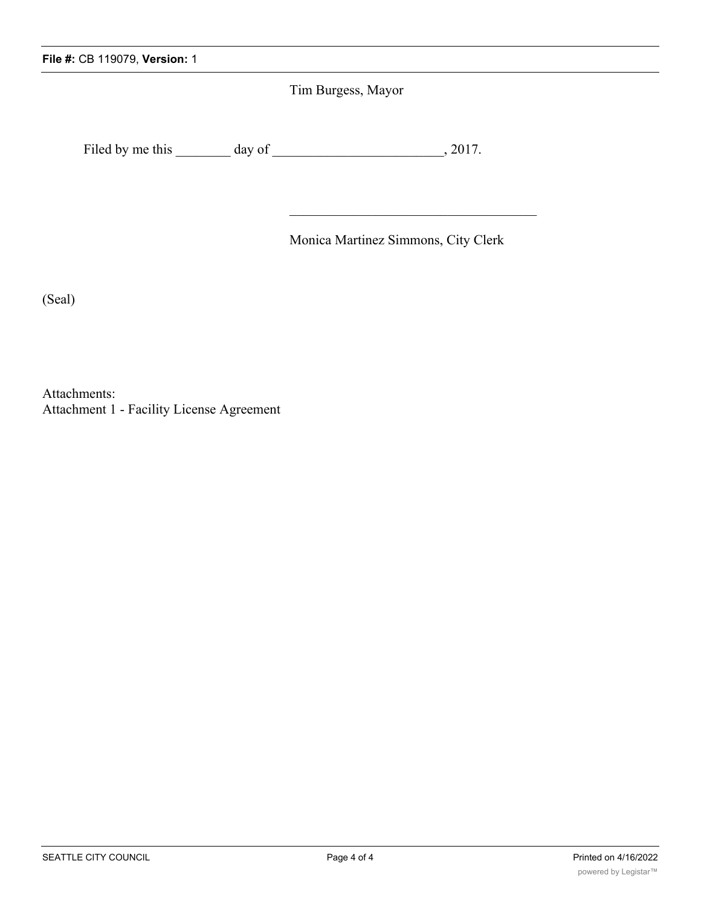Tim Burgess, Mayor

Filed by me this ________ day of ________________________, 2017.

____________________________________

Monica Martinez Simmons, City Clerk

(Seal)

Attachments:
Attachment 1 - Facility License Agreement